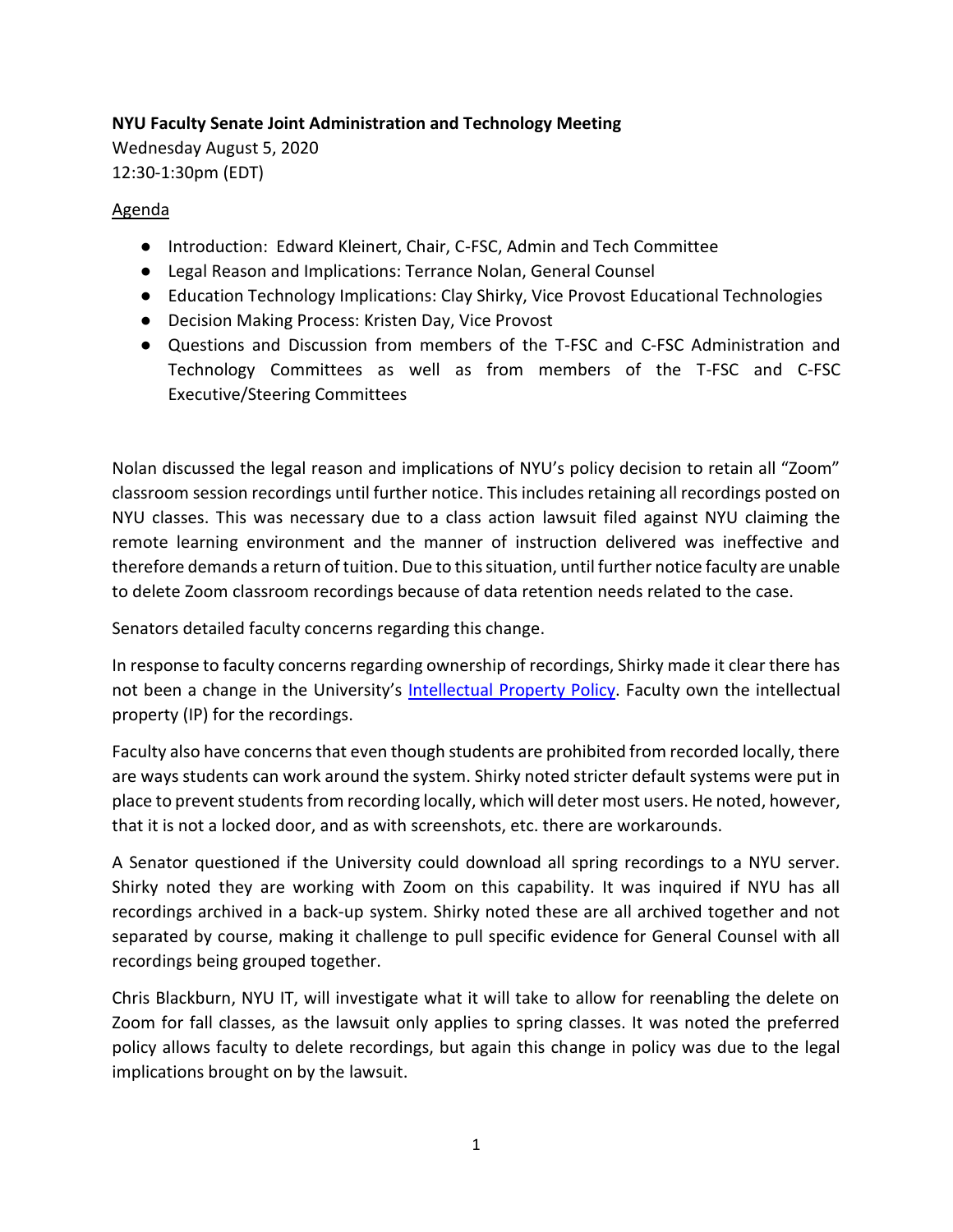**NYU Faculty Senate Joint Administration and Technology Meeting**

Wednesday August 5, 2020

12:30-1:30pm (EDT)

Agenda

- Introduction: Edward Kleinert, Chair, C-FSC, Admin and Tech Committee
- Legal Reason and Implications: Terrance Nolan, General Counsel
- Education Technology Implications: Clay Shirky, Vice Provost Educational Technologies
- Decision Making Process: Kristen Day, Vice Provost
- Questions and Discussion from members of the T-FSC and C-FSC Administration and Technology Committees as well as from members of the T-FSC and C-FSC Executive/Steering Committees

Nolan discussed the legal reason and implications of NYU's policy decision to retain all "Zoom" classroom session recordings until further notice. This includes retaining all recordings posted on NYU classes. This was necessary due to a class action lawsuit filed against NYU claiming the remote learning environment and the manner of instruction delivered was ineffective and therefore demands a return of tuition. Due to this situation, until further notice faculty are unable to delete Zoom classroom recordings because of data retention needs related to the case.

Senators detailed faculty concerns regarding this change.

In response to faculty concerns regarding ownership of recordings, Shirky made it clear there has not been a change in the University's Intellectual Property Policy. Faculty own the intellectual property (IP) for the recordings.

Faculty also have concerns that even though students are prohibited from recorded locally, there are ways students can work around the system. Shirky noted stricter default systems were put in place to prevent students from recording locally, which will deter most users. He noted, however, that it is not a locked door, and as with screenshots, etc. there are workarounds.

A Senator questioned if the University could download all spring recordings to a NYU server. Shirky noted they are working with Zoom on this capability. It was inquired if NYU has all recordings archived in a back-up system. Shirky noted these are all archived together and not separated by course, making it challenge to pull specific evidence for General Counsel with all recordings being grouped together.

Chris Blackburn, NYU IT, will investigate what it will take to allow for reenabling the delete on Zoom for fall classes, as the lawsuit only applies to spring classes. It was noted the preferred policy allows faculty to delete recordings, but again this change in policy was due to the legal implications brought on by the lawsuit.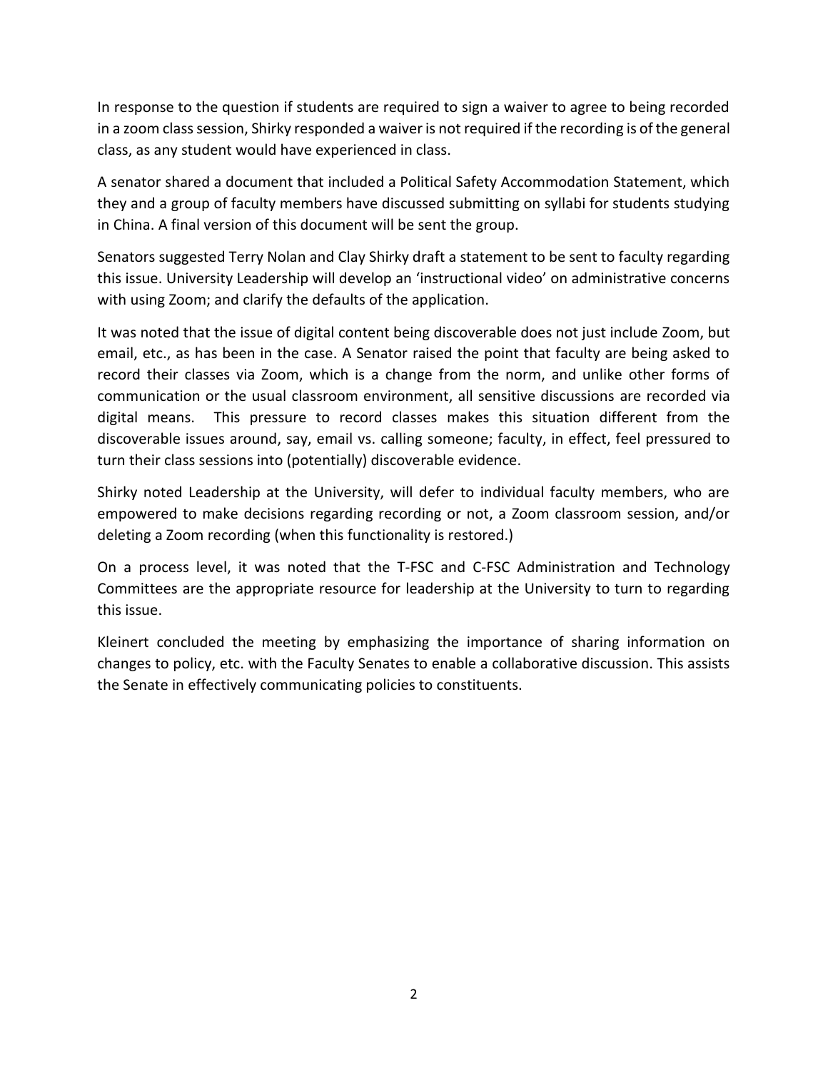In response to the question if students are required to sign a waiver to agree to being recorded in a zoom class session, Shirky responded a waiver is not required if the recording is of the general class, as any student would have experienced in class.

A senator shared a document that included a Political Safety Accommodation Statement, which they and a group of faculty members have discussed submitting on syllabi for students studying in China. A final version of this document will be sent the group.

Senators suggested Terry Nolan and Clay Shirky draft a statement to be sent to faculty regarding this issue. University Leadership will develop an 'instructional video' on administrative concerns with using Zoom; and clarify the defaults of the application.

It was noted that the issue of digital content being discoverable does not just include Zoom, but email, etc., as has been in the case. A Senator raised the point that faculty are being asked to record their classes via Zoom, which is a change from the norm, and unlike other forms of communication or the usual classroom environment, all sensitive discussions are recorded via digital means. This pressure to record classes makes this situation different from the discoverable issues around, say, email vs. calling someone; faculty, in effect, feel pressured to turn their class sessions into (potentially) discoverable evidence.

Shirky noted Leadership at the University, will defer to individual faculty members, who are empowered to make decisions regarding recording or not, a Zoom classroom session, and/or deleting a Zoom recording (when this functionality is restored.)

On a process level, it was noted that the T-FSC and C-FSC Administration and Technology Committees are the appropriate resource for leadership at the University to turn to regarding this issue.

Kleinert concluded the meeting by emphasizing the importance of sharing information on changes to policy, etc. with the Faculty Senates to enable a collaborative discussion. This assists the Senate in effectively communicating policies to constituents.